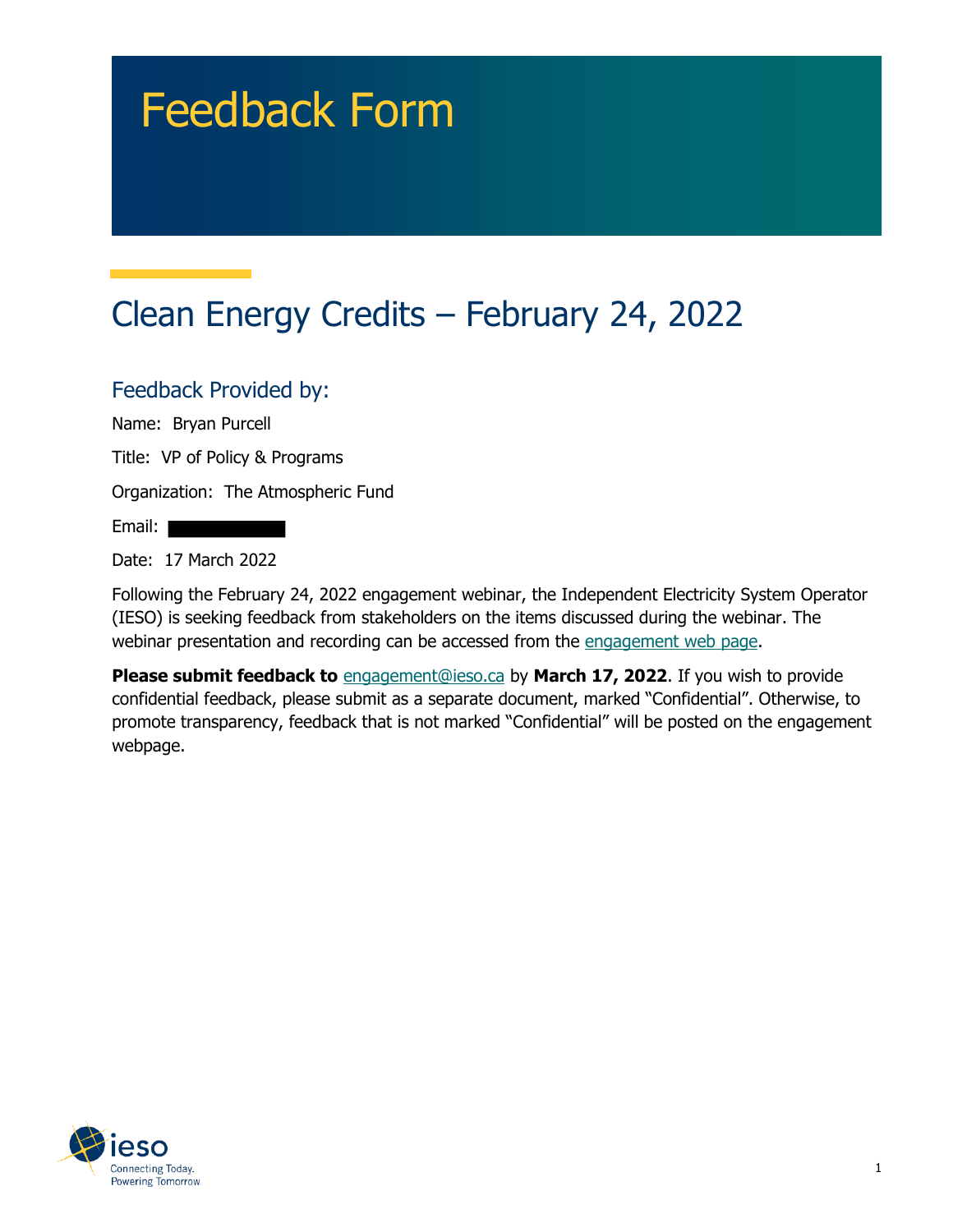# Feedback Form

## Clean Energy Credits – February 24, 2022

### Feedback Provided by:

Name: Bryan Purcell

Title: VP of Policy & Programs

Organization: The Atmospheric Fund

Email:

Date: 17 March 2022

Following the February 24, 2022 engagement webinar, the Independent Electricity System Operator (IESO) is seeking feedback from stakeholders on the items discussed during the webinar. The webinar presentation and recording can be accessed from the engagement web page.

**Please submit feedback to** engagement@ieso.ca by **March 17, 2022**. If you wish to provide confidential feedback, please submit as a separate document, marked "Confidential". Otherwise, to promote transparency, feedback that is not marked "Confidential" will be posted on the engagement webpage.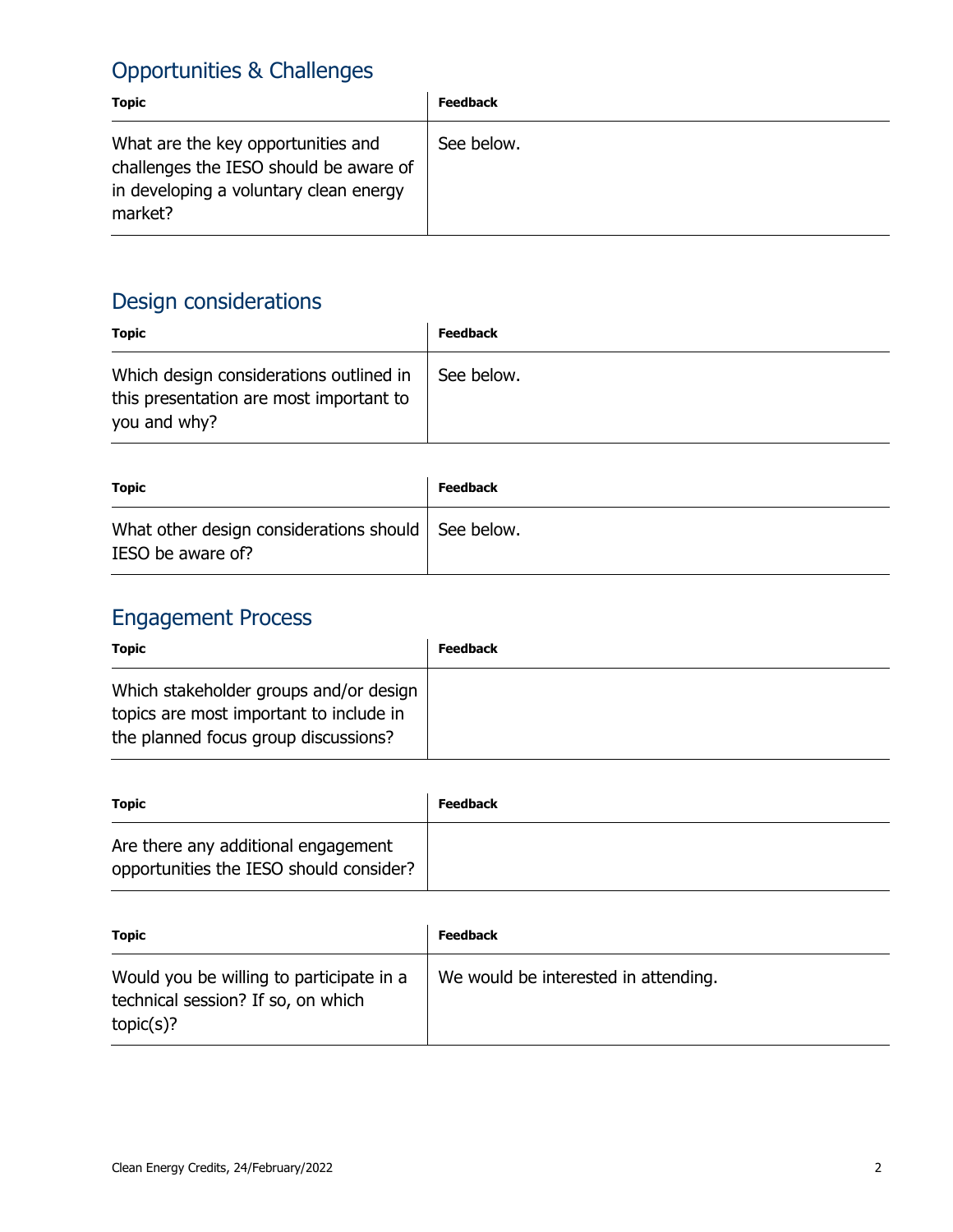## Opportunities & Challenges

| Topic | Feedback |
|---|---|
| What are the key opportunities and challenges the IESO should be aware of in developing a voluntary clean energy market? | See below. |

## Design considerations

| Topic | Feedback |
|---|---|
| Which design considerations outlined in this presentation are most important to you and why? | See below. |

| Topic | Feedback |
|---|---|
| What other design considerations should IESO be aware of? | See below. |

## Engagement Process

| Topic | Feedback |
|---|---|
| Which stakeholder groups and/or design topics are most important to include in the planned focus group discussions? | |

| Topic | Feedback |
|---|---|
| Are there any additional engagement opportunities the IESO should consider? | |

| Topic | Feedback |
|---|---|
| Would you be willing to participate in a technical session? If so, on which topic(s)? | We would be interested in attending. |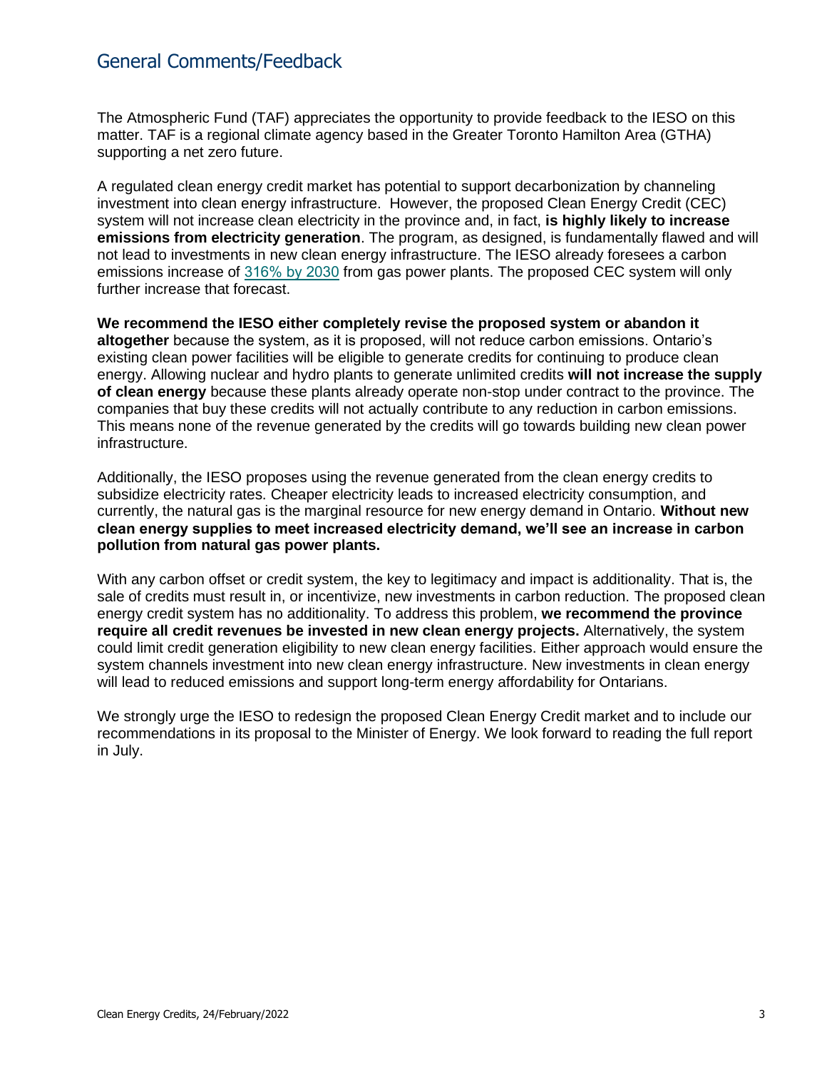## General Comments/Feedback

The Atmospheric Fund (TAF) appreciates the opportunity to provide feedback to the IESO on this matter. TAF is a regional climate agency based in the Greater Toronto Hamilton Area (GTHA) supporting a net zero future.

A regulated clean energy credit market has potential to support decarbonization by channeling investment into clean energy infrastructure. However, the proposed Clean Energy Credit (CEC) system will not increase clean electricity in the province and, in fact, **is highly likely to increase emissions from electricity generation**. The program, as designed, is fundamentally flawed and will not lead to investments in new clean energy infrastructure. The IESO already foresees a carbon emissions increase of 316% by 2030 from gas power plants. The proposed CEC system will only further increase that forecast.

**We recommend the IESO either completely revise the proposed system or abandon it altogether** because the system, as it is proposed, will not reduce carbon emissions. Ontario's existing clean power facilities will be eligible to generate credits for continuing to produce clean energy. Allowing nuclear and hydro plants to generate unlimited credits **will not increase the supply of clean energy** because these plants already operate non-stop under contract to the province. The companies that buy these credits will not actually contribute to any reduction in carbon emissions. This means none of the revenue generated by the credits will go towards building new clean power infrastructure.

Additionally, the IESO proposes using the revenue generated from the clean energy credits to subsidize electricity rates. Cheaper electricity leads to increased electricity consumption, and currently, the natural gas is the marginal resource for new energy demand in Ontario. **Without new clean energy supplies to meet increased electricity demand, we'll see an increase in carbon pollution from natural gas power plants.**

With any carbon offset or credit system, the key to legitimacy and impact is additionality. That is, the sale of credits must result in, or incentivize, new investments in carbon reduction. The proposed clean energy credit system has no additionality. To address this problem, **we recommend the province require all credit revenues be invested in new clean energy projects.** Alternatively, the system could limit credit generation eligibility to new clean energy facilities. Either approach would ensure the system channels investment into new clean energy infrastructure. New investments in clean energy will lead to reduced emissions and support long-term energy affordability for Ontarians.

We strongly urge the IESO to redesign the proposed Clean Energy Credit market and to include our recommendations in its proposal to the Minister of Energy. We look forward to reading the full report in July.